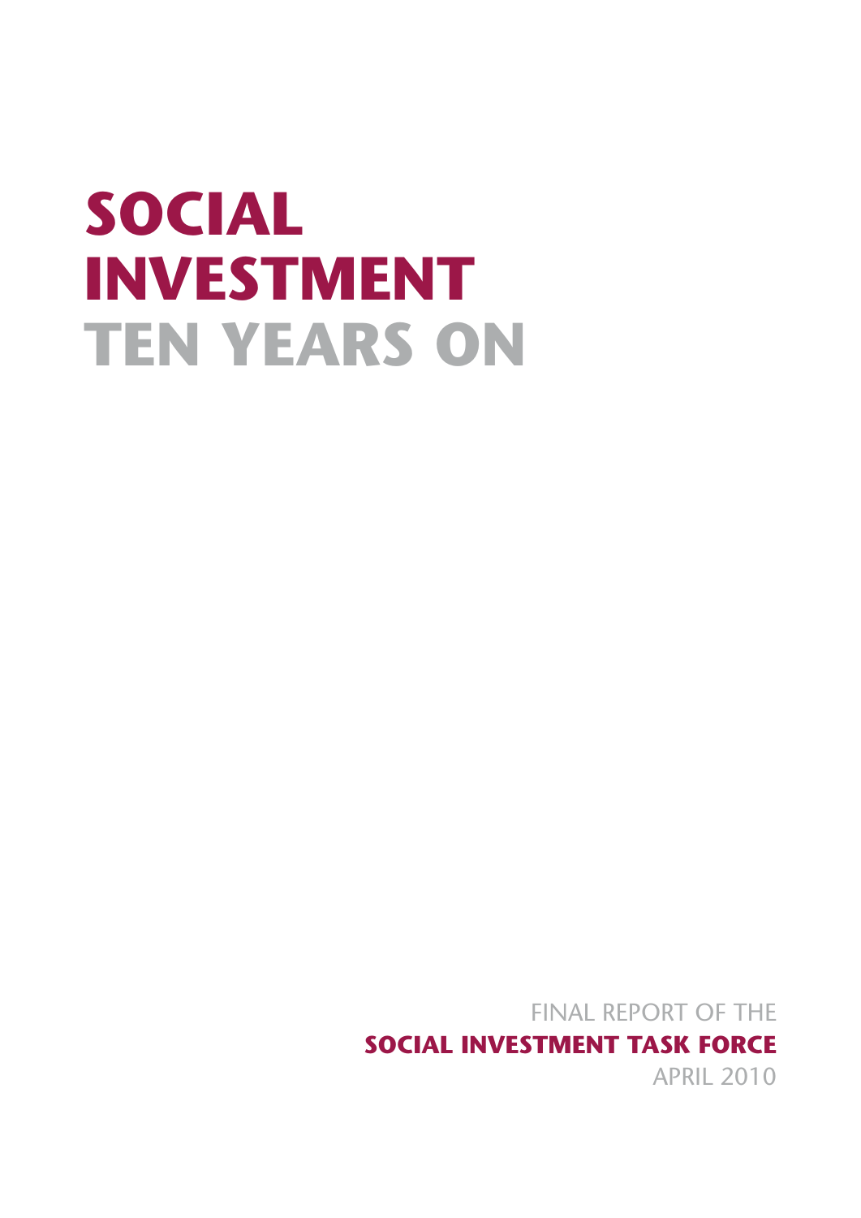# SOCIAL INVESTMENT TEN YEARS ON

FINAL REPORT OF THE

**SOCIAL INVESTMENT TASK FORCE**

APRIL 2010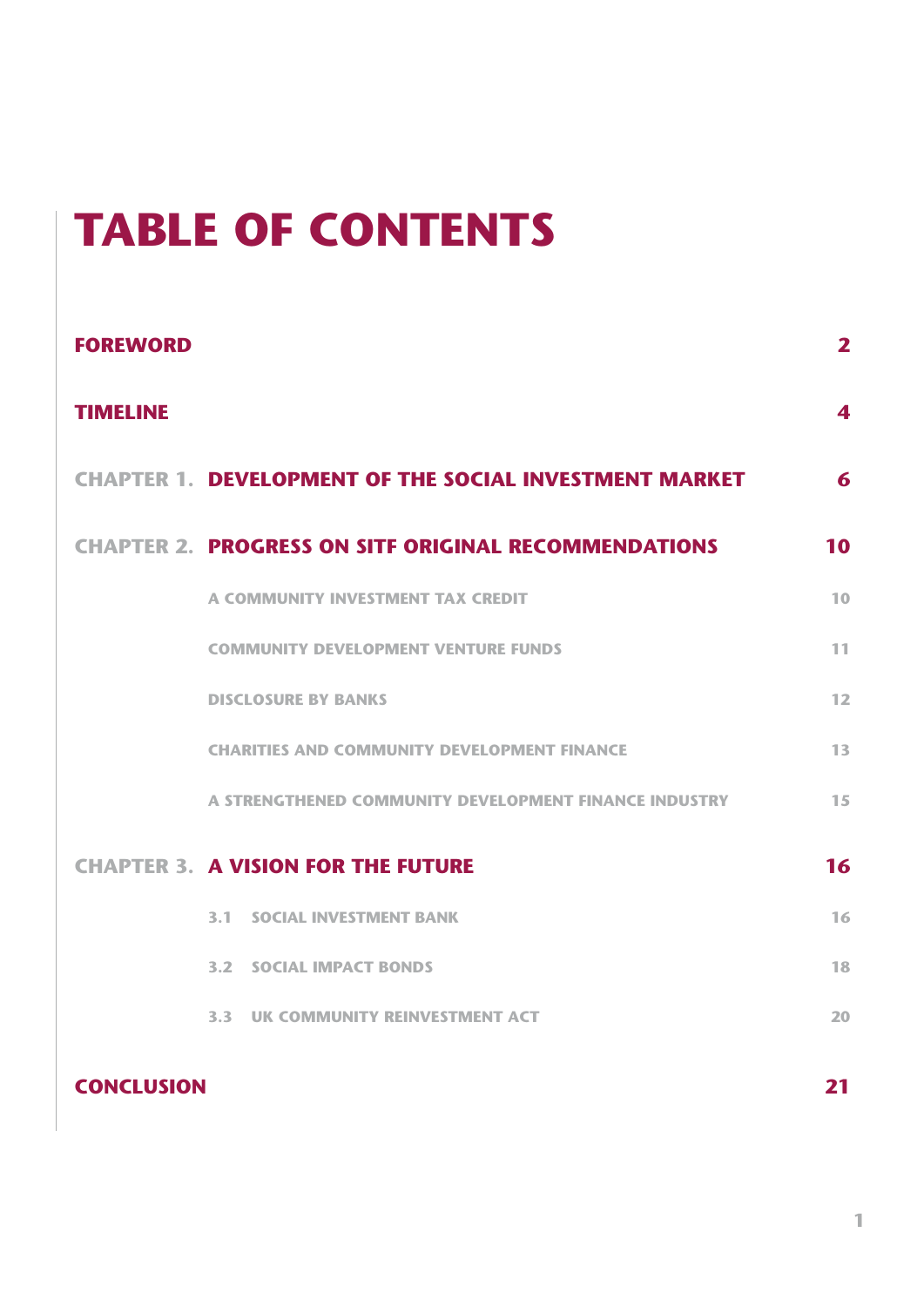# TABLE OF CONTENTS

| | | |
|---|---|---|
| **FOREWORD** | | **2** |
| **TIMELINE** | | **4** |
| **CHAPTER 1.** | **DEVELOPMENT OF THE SOCIAL INVESTMENT MARKET** | **6** |
| **CHAPTER 2.** | **PROGRESS ON SITF ORIGINAL RECOMMENDATIONS** | **10** |
| | A COMMUNITY INVESTMENT TAX CREDIT | 10 |
| | COMMUNITY DEVELOPMENT VENTURE FUNDS | 11 |
| | DISCLOSURE BY BANKS | 12 |
| | CHARITIES AND COMMUNITY DEVELOPMENT FINANCE | 13 |
| | A STRENGTHENED COMMUNITY DEVELOPMENT FINANCE INDUSTRY | 15 |
| **CHAPTER 3.** | **A VISION FOR THE FUTURE** | **16** |
| | 3.1 SOCIAL INVESTMENT BANK | 16 |
| | 3.2 SOCIAL IMPACT BONDS | 18 |
| | 3.3 UK COMMUNITY REINVESTMENT ACT | 20 |
| **CONCLUSION** | | **21** |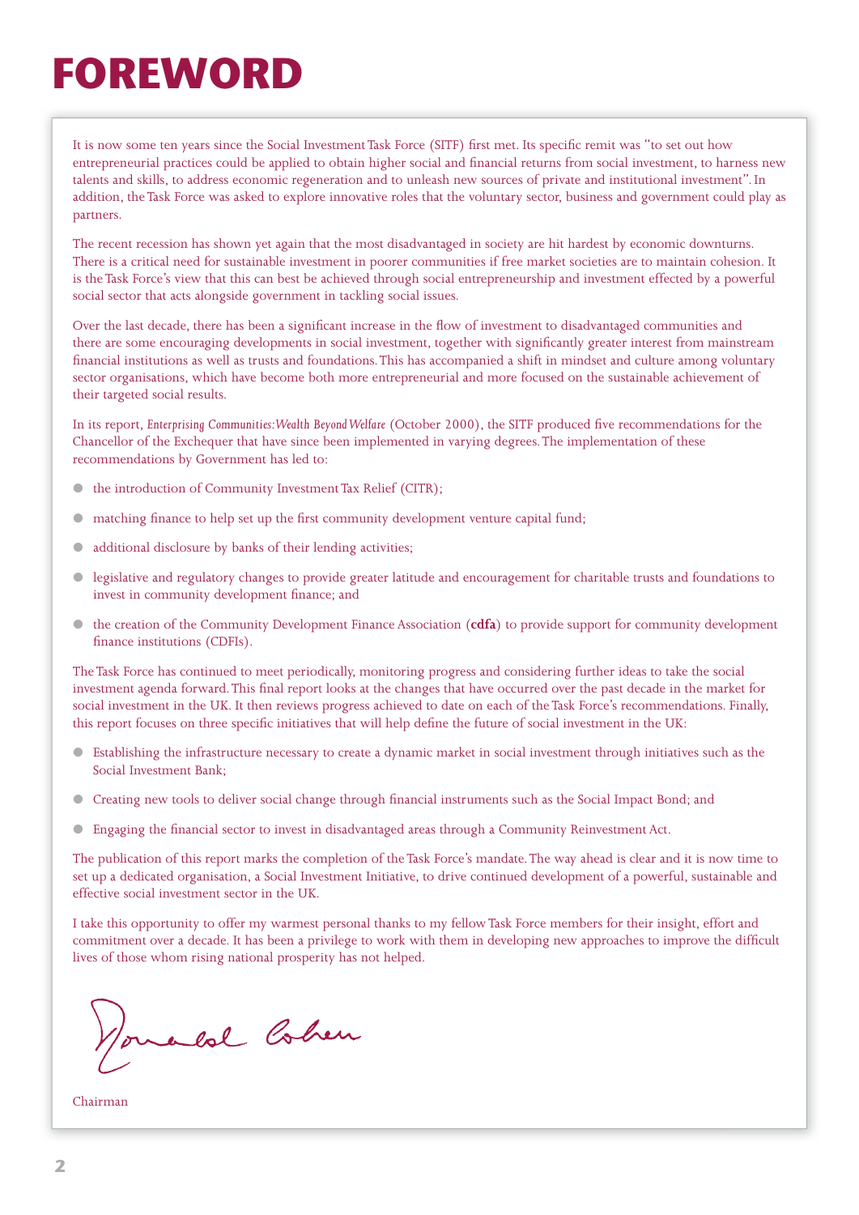# FOREWORD

It is now some ten years since the Social Investment Task Force (SITF) first met. Its specific remit was "to set out how entrepreneurial practices could be applied to obtain higher social and financial returns from social investment, to harness new talents and skills, to address economic regeneration and to unleash new sources of private and institutional investment". In addition, the Task Force was asked to explore innovative roles that the voluntary sector, business and government could play as partners.

The recent recession has shown yet again that the most disadvantaged in society are hit hardest by economic downturns. There is a critical need for sustainable investment in poorer communities if free market societies are to maintain cohesion. It is the Task Force's view that this can best be achieved through social entrepreneurship and investment effected by a powerful social sector that acts alongside government in tackling social issues.

Over the last decade, there has been a significant increase in the flow of investment to disadvantaged communities and there are some encouraging developments in social investment, together with significantly greater interest from mainstream financial institutions as well as trusts and foundations. This has accompanied a shift in mindset and culture among voluntary sector organisations, which have become both more entrepreneurial and more focused on the sustainable achievement of their targeted social results.

In its report, *Enterprising Communities: Wealth Beyond Welfare* (October 2000), the SITF produced five recommendations for the Chancellor of the Exchequer that have since been implemented in varying degrees. The implementation of these recommendations by Government has led to:

- the introduction of Community Investment Tax Relief (CITR);
- matching finance to help set up the first community development venture capital fund;
- additional disclosure by banks of their lending activities;
- legislative and regulatory changes to provide greater latitude and encouragement for charitable trusts and foundations to invest in community development finance; and
- the creation of the Community Development Finance Association (**cdfa**) to provide support for community development finance institutions (CDFIs).

The Task Force has continued to meet periodically, monitoring progress and considering further ideas to take the social investment agenda forward. This final report looks at the changes that have occurred over the past decade in the market for social investment in the UK. It then reviews progress achieved to date on each of the Task Force's recommendations. Finally, this report focuses on three specific initiatives that will help define the future of social investment in the UK:

- Establishing the infrastructure necessary to create a dynamic market in social investment through initiatives such as the Social Investment Bank;
- Creating new tools to deliver social change through financial instruments such as the Social Impact Bond; and
- Engaging the financial sector to invest in disadvantaged areas through a Community Reinvestment Act.

The publication of this report marks the completion of the Task Force's mandate. The way ahead is clear and it is now time to set up a dedicated organisation, a Social Investment Initiative, to drive continued development of a powerful, sustainable and effective social investment sector in the UK.

I take this opportunity to offer my warmest personal thanks to my fellow Task Force members for their insight, effort and commitment over a decade. It has been a privilege to work with them in developing new approaches to improve the difficult lives of those whom rising national prosperity has not helped.

Ronald Cohen

Chairman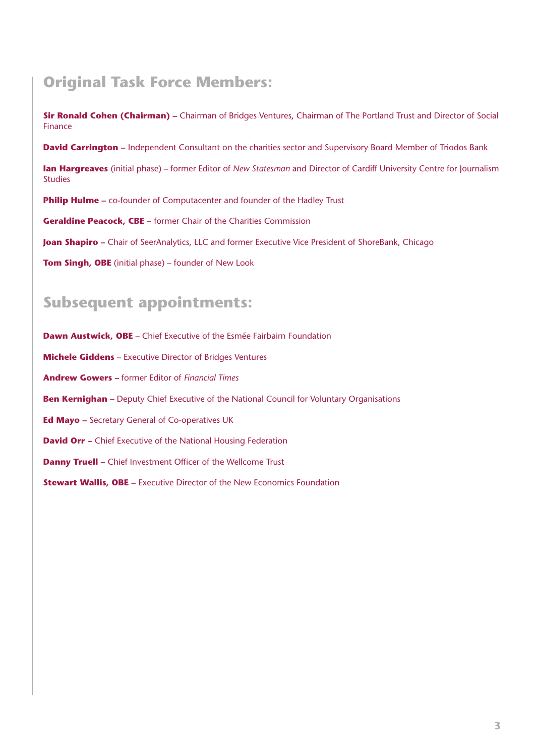## Original Task Force Members:

**Sir Ronald Cohen (Chairman) –** Chairman of Bridges Ventures, Chairman of The Portland Trust and Director of Social Finance

**David Carrington –** Independent Consultant on the charities sector and Supervisory Board Member of Triodos Bank

**Ian Hargreaves** (initial phase) – former Editor of *New Statesman* and Director of Cardiff University Centre for Journalism Studies

**Philip Hulme –** co-founder of Computacenter and founder of the Hadley Trust

**Geraldine Peacock, CBE –** former Chair of the Charities Commission

**Joan Shapiro –** Chair of SeerAnalytics, LLC and former Executive Vice President of ShoreBank, Chicago

**Tom Singh, OBE** (initial phase) – founder of New Look

## Subsequent appointments:

**Dawn Austwick, OBE** – Chief Executive of the Esmée Fairbairn Foundation

**Michele Giddens** – Executive Director of Bridges Ventures

**Andrew Gowers –** former Editor of *Financial Times*

**Ben Kernighan –** Deputy Chief Executive of the National Council for Voluntary Organisations

**Ed Mayo –** Secretary General of Co-operatives UK

**David Orr –** Chief Executive of the National Housing Federation

**Danny Truell –** Chief Investment Officer of the Wellcome Trust

**Stewart Wallis, OBE –** Executive Director of the New Economics Foundation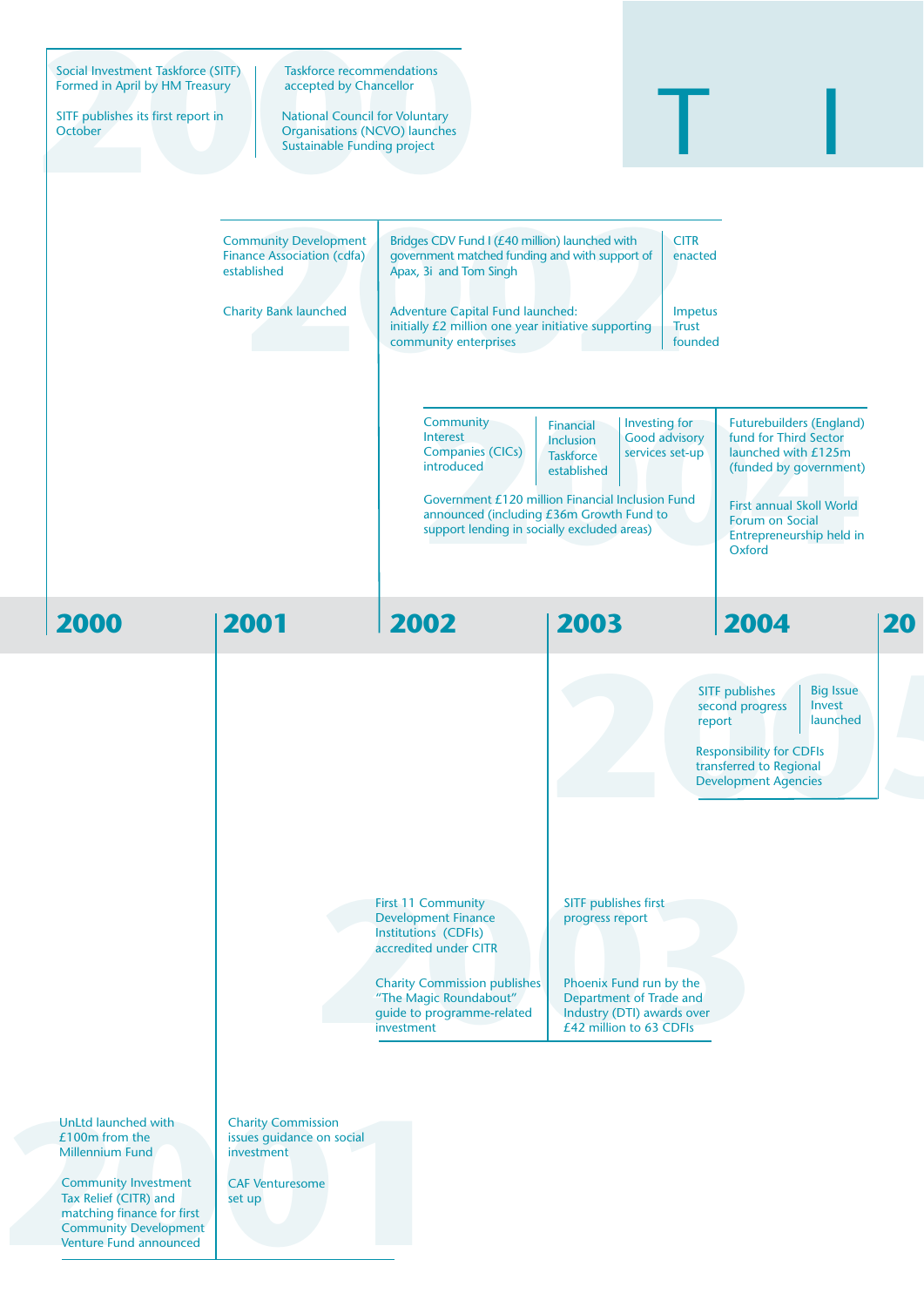T I

## 2000

Social Investment Taskforce (SITF) Formed in April by HM Treasury

SITF publishes its first report in October

Taskforce recommendations accepted by Chancellor

National Council for Voluntary Organisations (NCVO) launches Sustainable Funding project

UnLtd launched with £100m from the Millennium Fund

Community Investment Tax Relief (CITR) and matching finance for first Community Development Venture Fund announced

## 2001

Community Development Finance Association (cdfa) established

Charity Bank launched

Charity Commission issues guidance on social investment

CAF Venturesome set up

## 2002

Bridges CDV Fund I (£40 million) launched with government matched funding and with support of Apax, 3i and Tom Singh

Adventure Capital Fund launched: initially £2 million one year initiative supporting community enterprises

CITR enacted

Impetus Trust founded

First 11 Community Development Finance Institutions (CDFIs) accredited under CITR

Charity Commission publishes "The Magic Roundabout" guide to programme-related investment

## 2003

SITF publishes first progress report

Phoenix Fund run by the Department of Trade and Industry (DTI) awards over £42 million to 63 CDFIs

## 2004

Community Interest Companies (CICs) introduced

Financial Inclusion Taskforce established

Investing for Good advisory services set-up

Government £120 million Financial Inclusion Fund announced (including £36m Growth Fund to support lending in socially excluded areas)

Futurebuilders (England) fund for Third Sector launched with £125m (funded by government)

First annual Skoll World Forum on Social Entrepreneurship held in Oxford

## 2005

SITF publishes second progress report

Big Issue Invest launched

Responsibility for CDFIs transferred to Regional Development Agencies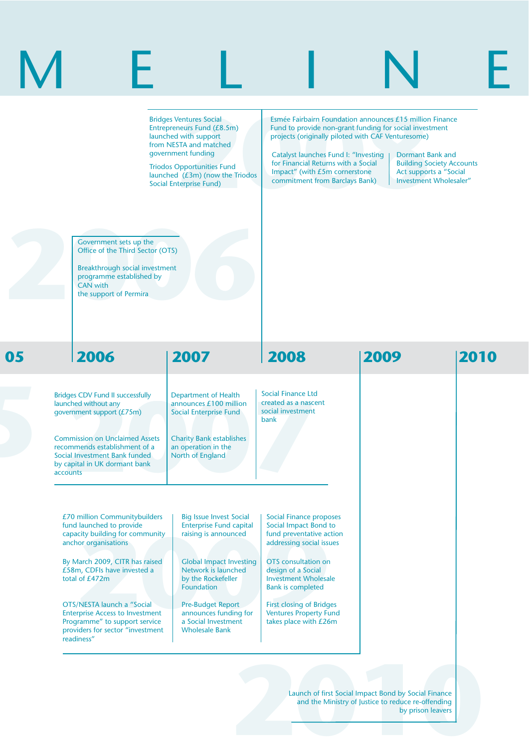# M E L I N E

Bridges Ventures Social Entrepreneurs Fund (£8.5m) launched with support from NESTA and matched government funding

Triodos Opportunities Fund launched (£3m) (now the Triodos Social Enterprise Fund)

Esmée Fairbairn Foundation announces £15 million Finance Fund to provide non-grant funding for social investment projects (originally piloted with CAF Venturesome)

Catalyst launches Fund I: "Investing for Financial Returns with a Social Impact" (with £5m cornerstone commitment from Barclays Bank)

Dormant Bank and Building Society Accounts Act supports a "Social Investment Wholesaler"

Government sets up the Office of the Third Sector (OTS)

Breakthrough social investment programme established by CAN with the support of Permira

## 05 | 2006 | 2007 | 2008 | 2009 | 2010

### 2006

Bridges CDV Fund II successfully launched without any government support (£75m)

Commission on Unclaimed Assets recommends establishment of a Social Investment Bank funded by capital in UK dormant bank accounts

### 2007

Department of Health announces £100 million Social Enterprise Fund

Charity Bank establishes an operation in the North of England

Social Finance Ltd created as a nascent social investment bank

### 2009

£70 million Communitybuilders fund launched to provide capacity building for community anchor organisations

By March 2009, CITR has raised £58m, CDFIs have invested a total of £472m

OTS/NESTA launch a "Social Enterprise Access to Investment Programme" to support service providers for sector "investment readiness"

Big Issue Invest Social Enterprise Fund capital raising is announced

Global Impact Investing Network is launched by the Rockefeller Foundation

Pre-Budget Report announces funding for a Social Investment Wholesale Bank

Social Finance proposes Social Impact Bond to fund preventative action addressing social issues

OTS consultation on design of a Social Investment Wholesale Bank is completed

First closing of Bridges Ventures Property Fund takes place with £26m

### 2010

Launch of first Social Impact Bond by Social Finance and the Ministry of Justice to reduce re-offending by prison leavers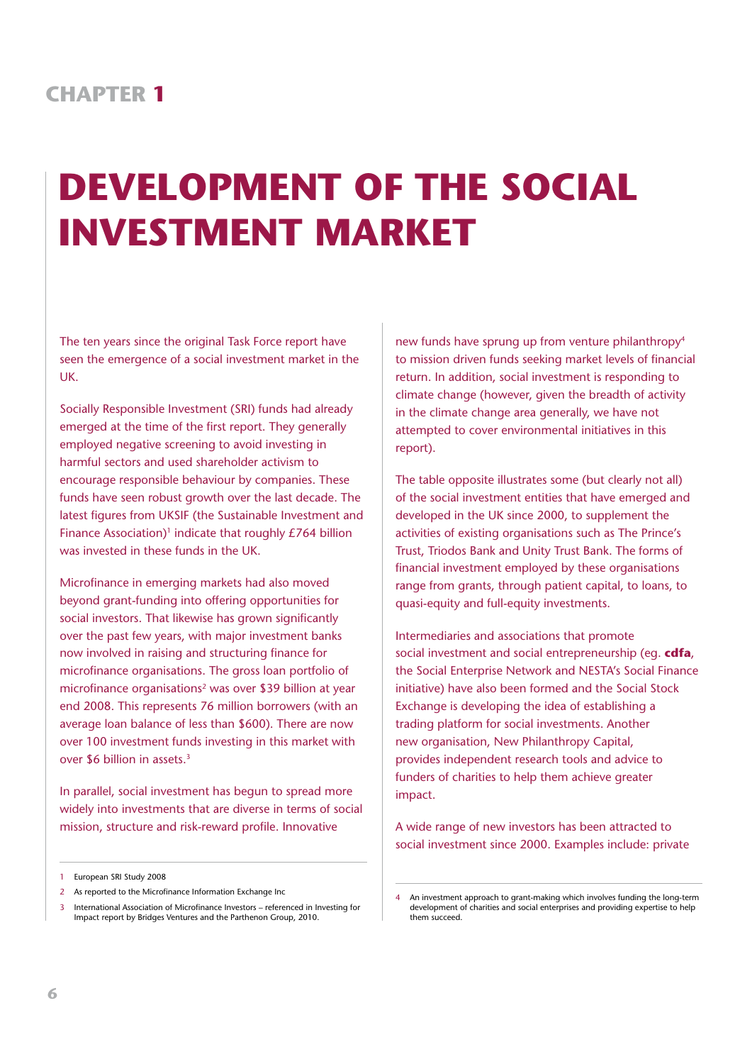# CHAPTER 1

# DEVELOPMENT OF THE SOCIAL INVESTMENT MARKET

The ten years since the original Task Force report have seen the emergence of a social investment market in the UK.

Socially Responsible Investment (SRI) funds had already emerged at the time of the first report. They generally employed negative screening to avoid investing in harmful sectors and used shareholder activism to encourage responsible behaviour by companies. These funds have seen robust growth over the last decade. The latest figures from UKSIF (the Sustainable Investment and Finance Association)[1] indicate that roughly £764 billion was invested in these funds in the UK.

Microfinance in emerging markets had also moved beyond grant-funding into offering opportunities for social investors. That likewise has grown significantly over the past few years, with major investment banks now involved in raising and structuring finance for microfinance organisations. The gross loan portfolio of microfinance organisations[2] was over $39 billion at year end 2008. This represents 76 million borrowers (with an average loan balance of less than $600). There are now over 100 investment funds investing in this market with over $6 billion in assets.[3]

In parallel, social investment has begun to spread more widely into investments that are diverse in terms of social mission, structure and risk-reward profile. Innovative new funds have sprung up from venture philanthropy[4] to mission driven funds seeking market levels of financial return. In addition, social investment is responding to climate change (however, given the breadth of activity in the climate change area generally, we have not attempted to cover environmental initiatives in this report).

The table opposite illustrates some (but clearly not all) of the social investment entities that have emerged and developed in the UK since 2000, to supplement the activities of existing organisations such as The Prince's Trust, Triodos Bank and Unity Trust Bank. The forms of financial investment employed by these organisations range from grants, through patient capital, to loans, to quasi-equity and full-equity investments.

Intermediaries and associations that promote social investment and social entrepreneurship (eg. **cdfa**, the Social Enterprise Network and NESTA's Social Finance initiative) have also been formed and the Social Stock Exchange is developing the idea of establishing a trading platform for social investments. Another new organisation, New Philanthropy Capital, provides independent research tools and advice to funders of charities to help them achieve greater impact.

A wide range of new investors has been attracted to social investment since 2000. Examples include: private

---

1 European SRI Study 2008

2 As reported to the Microfinance Information Exchange Inc

3 International Association of Microfinance Investors – referenced in Investing for Impact report by Bridges Ventures and the Parthenon Group, 2010.

4 An investment approach to grant-making which involves funding the long-term development of charities and social enterprises and providing expertise to help them succeed.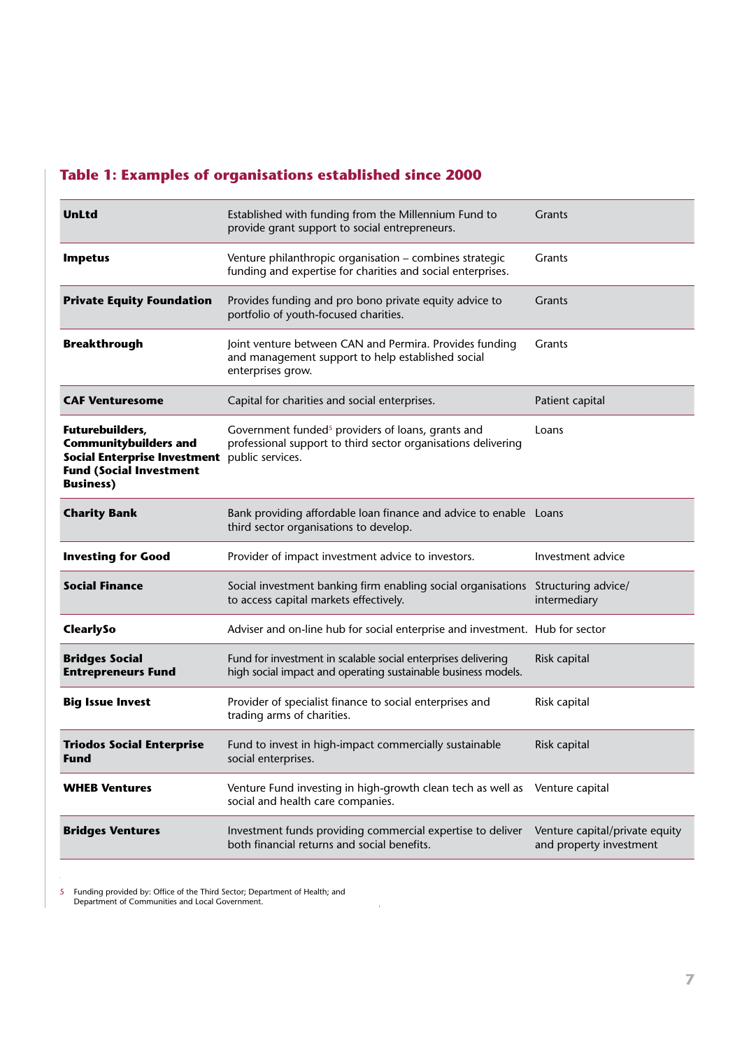### Table 1: Examples of organisations established since 2000

| | | |
|---|---|---|
| **UnLtd** | Established with funding from the Millennium Fund to provide grant support to social entrepreneurs. | Grants |
| **Impetus** | Venture philanthropic organisation – combines strategic funding and expertise for charities and social enterprises. | Grants |
| **Private Equity Foundation** | Provides funding and pro bono private equity advice to portfolio of youth-focused charities. | Grants |
| **Breakthrough** | Joint venture between CAN and Permira. Provides funding and management support to help established social enterprises grow. | Grants |
| **CAF Venturesome** | Capital for charities and social enterprises. | Patient capital |
| **Futurebuilders, Communitybuilders and Social Enterprise Investment Fund (Social Investment Business)** | Government funded[5] providers of loans, grants and professional support to third sector organisations delivering public services. | Loans |
| **Charity Bank** | Bank providing affordable loan finance and advice to enable third sector organisations to develop. | Loans |
| **Investing for Good** | Provider of impact investment advice to investors. | Investment advice |
| **Social Finance** | Social investment banking firm enabling social organisations to access capital markets effectively. | Structuring advice/ intermediary |
| **ClearlySo** | Adviser and on-line hub for social enterprise and investment. | Hub for sector |
| **Bridges Social Entrepreneurs Fund** | Fund for investment in scalable social enterprises delivering high social impact and operating sustainable business models. | Risk capital |
| **Big Issue Invest** | Provider of specialist finance to social enterprises and trading arms of charities. | Risk capital |
| **Triodos Social Enterprise Fund** | Fund to invest in high-impact commercially sustainable social enterprises. | Risk capital |
| **WHEB Ventures** | Venture Fund investing in high-growth clean tech as well as social and health care companies. | Venture capital |
| **Bridges Ventures** | Investment funds providing commercial expertise to deliver both financial returns and social benefits. | Venture capital/private equity and property investment |

5 Funding provided by: Office of the Third Sector; Department of Health; and Department of Communities and Local Government.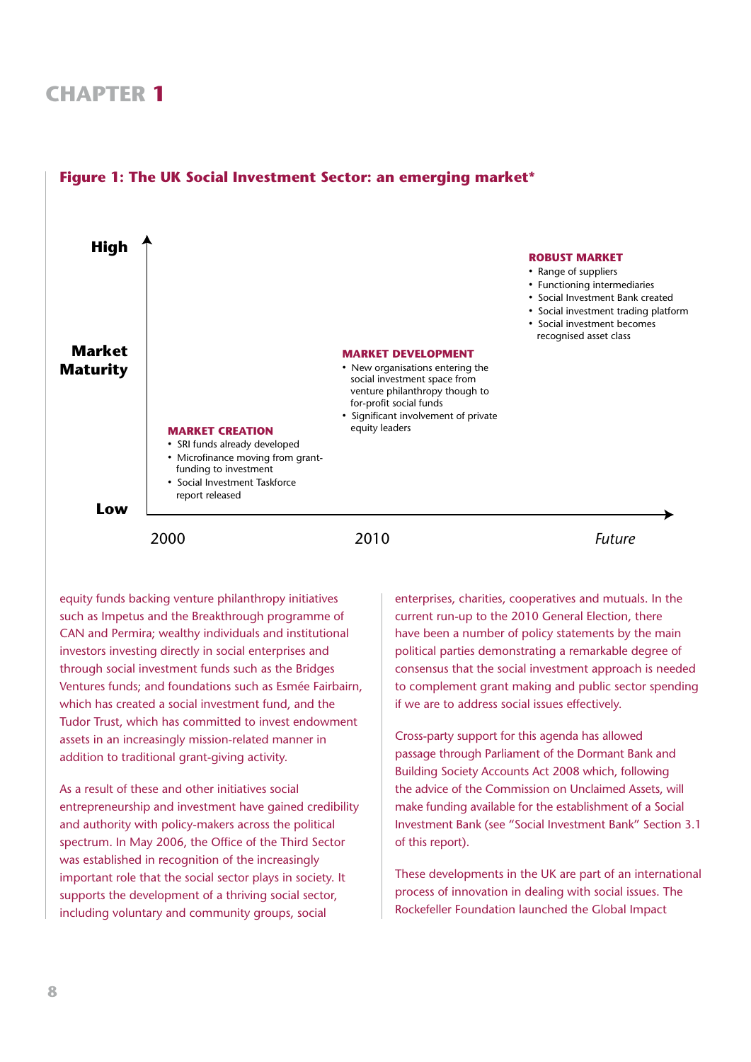# CHAPTER 1

**Figure 1: The UK Social Investment Sector: an emerging market***

**High**

**Market Maturity**

**Low**

**MARKET CREATION** (2000)
- SRI funds already developed
- Microfinance moving from grant-funding to investment
- Social Investment Taskforce report released

**MARKET DEVELOPMENT** (2010)
- New organisations entering the social investment space from venture philanthropy though to for-profit social funds
- Significant involvement of private equity leaders

**ROBUST MARKET** (*Future*)
- Range of suppliers
- Functioning intermediaries
- Social Investment Bank created
- Social investment trading platform
- Social investment becomes recognised asset class

equity funds backing venture philanthropy initiatives such as Impetus and the Breakthrough programme of CAN and Permira; wealthy individuals and institutional investors investing directly in social enterprises and through social investment funds such as the Bridges Ventures funds; and foundations such as Esmée Fairbairn, which has created a social investment fund, and the Tudor Trust, which has committed to invest endowment assets in an increasingly mission-related manner in addition to traditional grant-giving activity.

As a result of these and other initiatives social entrepreneurship and investment have gained credibility and authority with policy-makers across the political spectrum. In May 2006, the Office of the Third Sector was established in recognition of the increasingly important role that the social sector plays in society. It supports the development of a thriving social sector, including voluntary and community groups, social enterprises, charities, cooperatives and mutuals. In the current run-up to the 2010 General Election, there have been a number of policy statements by the main political parties demonstrating a remarkable degree of consensus that the social investment approach is needed to complement grant making and public sector spending if we are to address social issues effectively.

Cross-party support for this agenda has allowed passage through Parliament of the Dormant Bank and Building Society Accounts Act 2008 which, following the advice of the Commission on Unclaimed Assets, will make funding available for the establishment of a Social Investment Bank (see "Social Investment Bank" Section 3.1 of this report).

These developments in the UK are part of an international process of innovation in dealing with social issues. The Rockefeller Foundation launched the Global Impact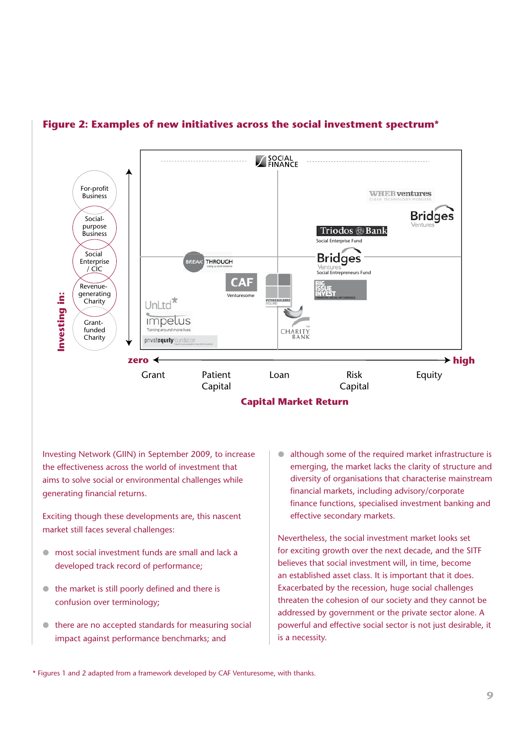**Figure 2: Examples of new initiatives across the social investment spectrum***

Investing in: For-profit Business; Social-purpose Business; Social Enterprise / CIC; Revenue-generating Charity; Grant-funded Charity

zero — high

Grant | Patient Capital | Loan | Risk Capital | Equity

**Capital Market Return**

SOCIAL FINANCE; WHEB ventures; Bridges Ventures; Triodos Bank Social Enterprise Fund; Bridges Ventures Social Entrepreneurs Fund; BREAKTHROUGH; CAF Venturesome; FUTUREBUILDERS ENGLAND; BIG ISSUE INVEST; UnLtd*; Impetus; privateequity foundation; CHARITY BANK

Investing Network (GIIN) in September 2009, to increase the effectiveness across the world of investment that aims to solve social or environmental challenges while generating financial returns.

Exciting though these developments are, this nascent market still faces several challenges:

- most social investment funds are small and lack a developed track record of performance;
- the market is still poorly defined and there is confusion over terminology;
- there are no accepted standards for measuring social impact against performance benchmarks; and
- although some of the required market infrastructure is emerging, the market lacks the clarity of structure and diversity of organisations that characterise mainstream financial markets, including advisory/corporate finance functions, specialised investment banking and effective secondary markets.

Nevertheless, the social investment market looks set for exciting growth over the next decade, and the SITF believes that social investment will, in time, become an established asset class. It is important that it does. Exacerbated by the recession, huge social challenges threaten the cohesion of our society and they cannot be addressed by government or the private sector alone. A powerful and effective social sector is not just desirable, it is a necessity.

* Figures 1 and 2 adapted from a framework developed by CAF Venturesome, with thanks.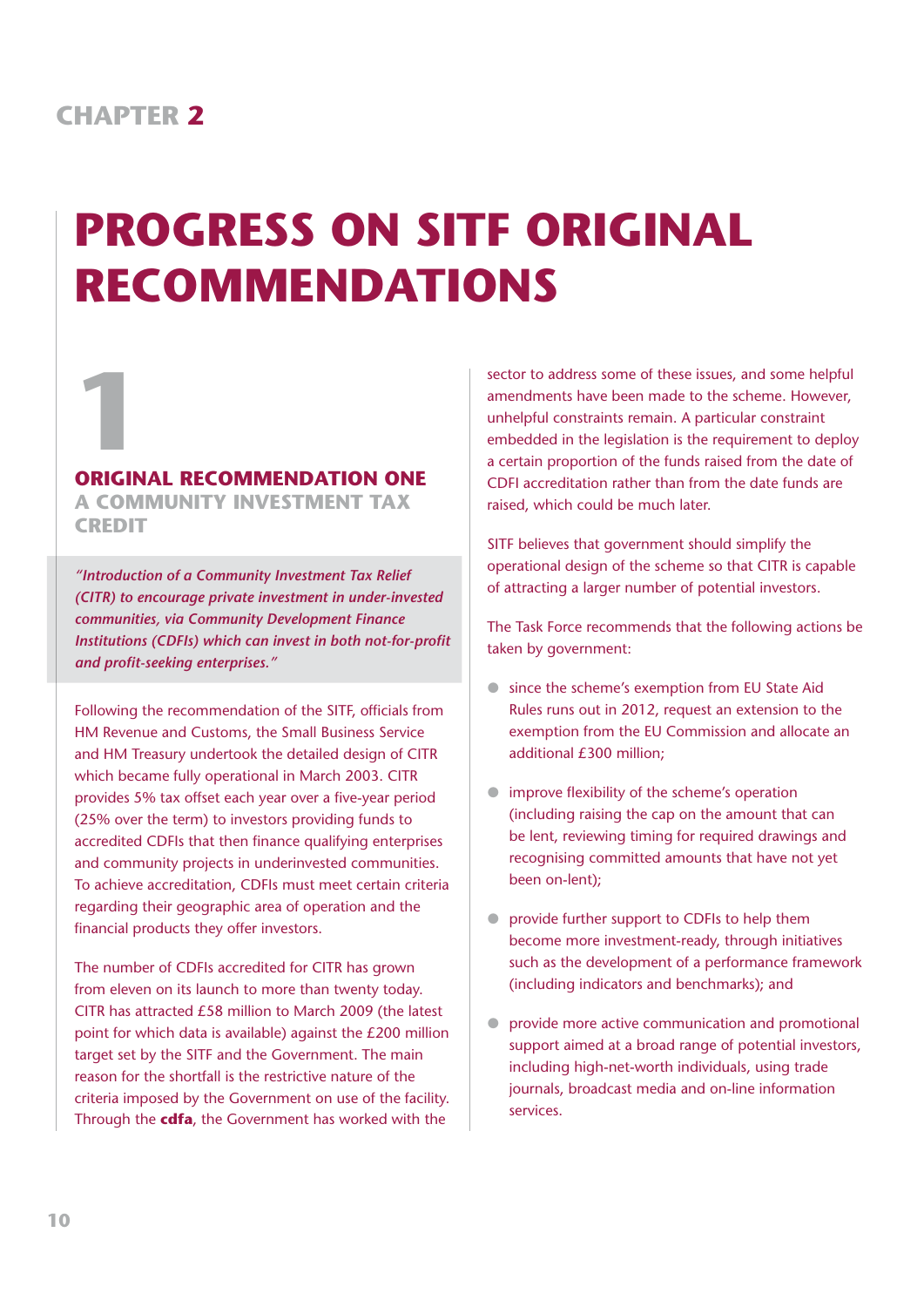# CHAPTER 2

# PROGRESS ON SITF ORIGINAL RECOMMENDATIONS

1

## ORIGINAL RECOMMENDATION ONE

### A COMMUNITY INVESTMENT TAX CREDIT

*"Introduction of a Community Investment Tax Relief (CITR) to encourage private investment in under-invested communities, via Community Development Finance Institutions (CDFIs) which can invest in both not-for-profit and profit-seeking enterprises."*

Following the recommendation of the SITF, officials from HM Revenue and Customs, the Small Business Service and HM Treasury undertook the detailed design of CITR which became fully operational in March 2003. CITR provides 5% tax offset each year over a five-year period (25% over the term) to investors providing funds to accredited CDFIs that then finance qualifying enterprises and community projects in underinvested communities. To achieve accreditation, CDFIs must meet certain criteria regarding their geographic area of operation and the financial products they offer investors.

The number of CDFIs accredited for CITR has grown from eleven on its launch to more than twenty today. CITR has attracted £58 million to March 2009 (the latest point for which data is available) against the £200 million target set by the SITF and the Government. The main reason for the shortfall is the restrictive nature of the criteria imposed by the Government on use of the facility. Through the **cdfa**, the Government has worked with the sector to address some of these issues, and some helpful amendments have been made to the scheme. However, unhelpful constraints remain. A particular constraint embedded in the legislation is the requirement to deploy a certain proportion of the funds raised from the date of CDFI accreditation rather than from the date funds are raised, which could be much later.

SITF believes that government should simplify the operational design of the scheme so that CITR is capable of attracting a larger number of potential investors.

The Task Force recommends that the following actions be taken by government:

- since the scheme's exemption from EU State Aid Rules runs out in 2012, request an extension to the exemption from the EU Commission and allocate an additional £300 million;
- improve flexibility of the scheme's operation (including raising the cap on the amount that can be lent, reviewing timing for required drawings and recognising committed amounts that have not yet been on-lent);
- provide further support to CDFIs to help them become more investment-ready, through initiatives such as the development of a performance framework (including indicators and benchmarks); and
- provide more active communication and promotional support aimed at a broad range of potential investors, including high-net-worth individuals, using trade journals, broadcast media and on-line information services.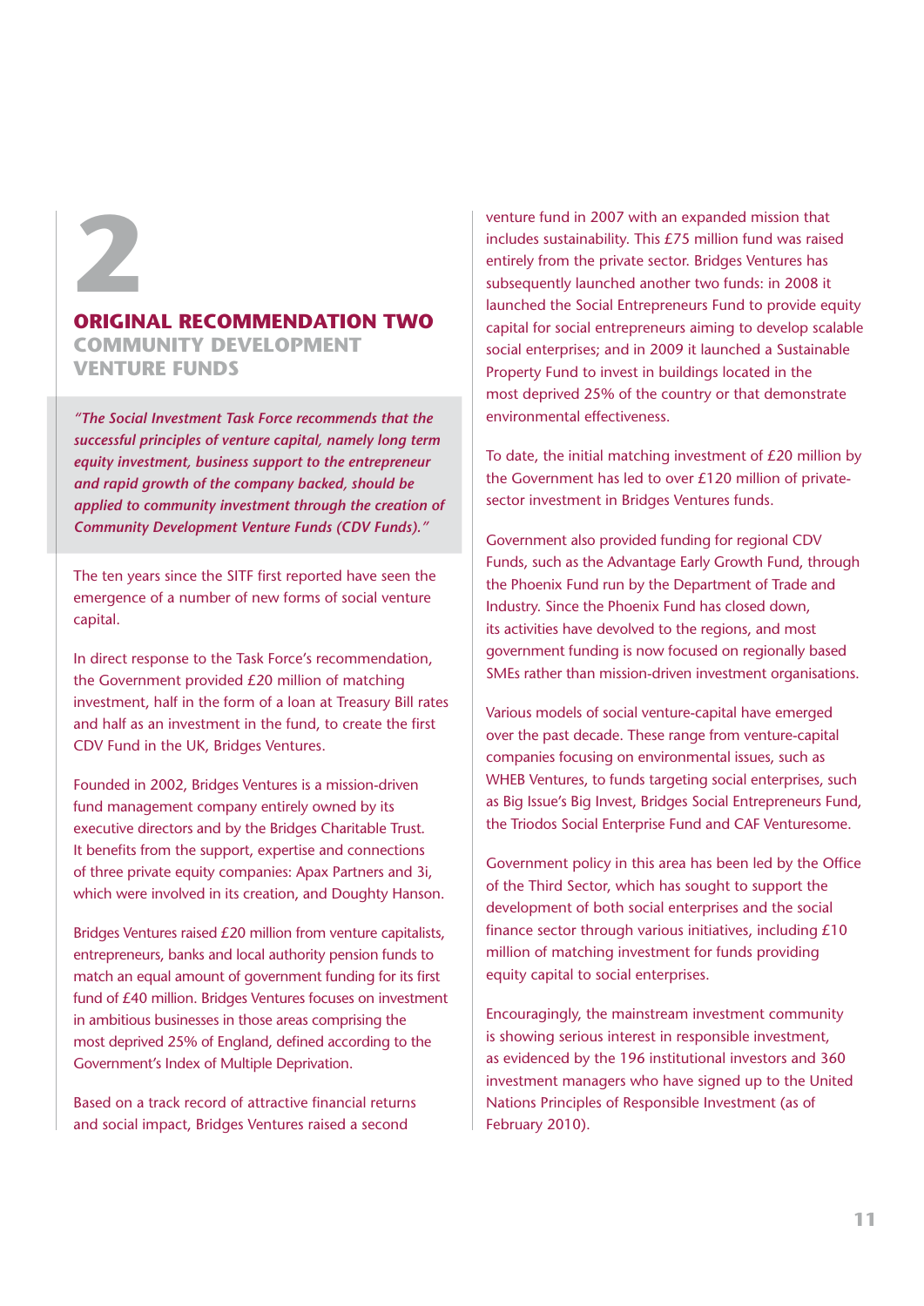# 2

## ORIGINAL RECOMMENDATION TWO
### COMMUNITY DEVELOPMENT VENTURE FUNDS

*"The Social Investment Task Force recommends that the successful principles of venture capital, namely long term equity investment, business support to the entrepreneur and rapid growth of the company backed, should be applied to community investment through the creation of Community Development Venture Funds (CDV Funds)."*

The ten years since the SITF first reported have seen the emergence of a number of new forms of social venture capital.

In direct response to the Task Force's recommendation, the Government provided £20 million of matching investment, half in the form of a loan at Treasury Bill rates and half as an investment in the fund, to create the first CDV Fund in the UK, Bridges Ventures.

Founded in 2002, Bridges Ventures is a mission-driven fund management company entirely owned by its executive directors and by the Bridges Charitable Trust. It benefits from the support, expertise and connections of three private equity companies: Apax Partners and 3i, which were involved in its creation, and Doughty Hanson.

Bridges Ventures raised £20 million from venture capitalists, entrepreneurs, banks and local authority pension funds to match an equal amount of government funding for its first fund of £40 million. Bridges Ventures focuses on investment in ambitious businesses in those areas comprising the most deprived 25% of England, defined according to the Government's Index of Multiple Deprivation.

Based on a track record of attractive financial returns and social impact, Bridges Ventures raised a second venture fund in 2007 with an expanded mission that includes sustainability. This £75 million fund was raised entirely from the private sector. Bridges Ventures has subsequently launched another two funds: in 2008 it launched the Social Entrepreneurs Fund to provide equity capital for social entrepreneurs aiming to develop scalable social enterprises; and in 2009 it launched a Sustainable Property Fund to invest in buildings located in the most deprived 25% of the country or that demonstrate environmental effectiveness.

To date, the initial matching investment of £20 million by the Government has led to over £120 million of private-sector investment in Bridges Ventures funds.

Government also provided funding for regional CDV Funds, such as the Advantage Early Growth Fund, through the Phoenix Fund run by the Department of Trade and Industry. Since the Phoenix Fund has closed down, its activities have devolved to the regions, and most government funding is now focused on regionally based SMEs rather than mission-driven investment organisations.

Various models of social venture-capital have emerged over the past decade. These range from venture-capital companies focusing on environmental issues, such as WHEB Ventures, to funds targeting social enterprises, such as Big Issue's Big Invest, Bridges Social Entrepreneurs Fund, the Triodos Social Enterprise Fund and CAF Venturesome.

Government policy in this area has been led by the Office of the Third Sector, which has sought to support the development of both social enterprises and the social finance sector through various initiatives, including £10 million of matching investment for funds providing equity capital to social enterprises.

Encouragingly, the mainstream investment community is showing serious interest in responsible investment, as evidenced by the 196 institutional investors and 360 investment managers who have signed up to the United Nations Principles of Responsible Investment (as of February 2010).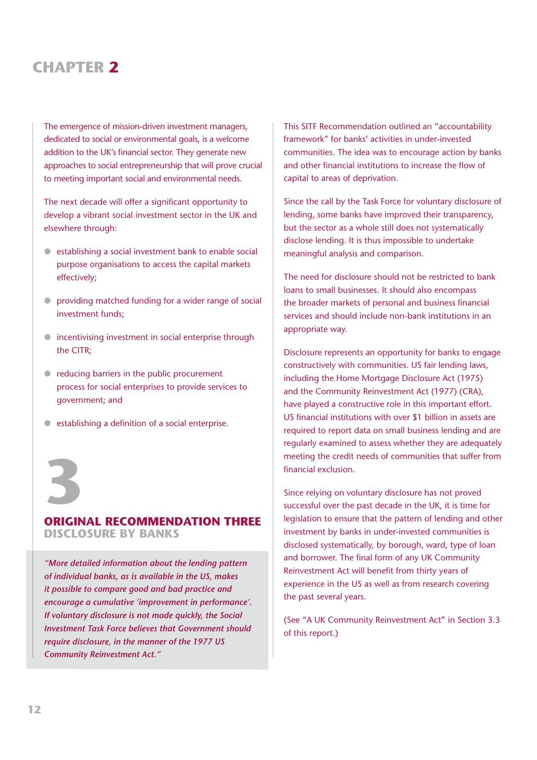The emergence of mission-driven investment managers, dedicated to social or environmental goals, is a welcome addition to the UK's financial sector. They generate new approaches to social entrepreneurship that will prove crucial to meeting important social and environmental needs.

The next decade will offer a significant opportunity to develop a vibrant social investment sector in the UK and elsewhere through:

- establishing a social investment bank to enable social purpose organisations to access the capital markets effectively;
- providing matched funding for a wider range of social investment funds;
- incentivising investment in social enterprise through the CITR;
- reducing barriers in the public procurement process for social enterprises to provide services to government; and
- establishing a definition of a social enterprise.

# 3

## ORIGINAL RECOMMENDATION THREE

### DISCLOSURE BY BANKS

*"More detailed information about the lending pattern of individual banks, as is available in the US, makes it possible to compare good and bad practice and encourage a cumulative 'improvement in performance'. If voluntary disclosure is not made quickly, the Social Investment Task Force believes that Government should require disclosure, in the manner of the 1977 US Community Reinvestment Act."*

This SITF Recommendation outlined an "accountability framework" for banks' activities in under-invested communities. The idea was to encourage action by banks and other financial institutions to increase the flow of capital to areas of deprivation.

Since the call by the Task Force for voluntary disclosure of lending, some banks have improved their transparency, but the sector as a whole still does not systematically disclose lending. It is thus impossible to undertake meaningful analysis and comparison.

The need for disclosure should not be restricted to bank loans to small businesses. It should also encompass the broader markets of personal and business financial services and should include non-bank institutions in an appropriate way.

Disclosure represents an opportunity for banks to engage constructively with communities. US fair lending laws, including the Home Mortgage Disclosure Act (1975) and the Community Reinvestment Act (1977) (CRA), have played a constructive role in this important effort. US financial institutions with over $1 billion in assets are required to report data on small business lending and are regularly examined to assess whether they are adequately meeting the credit needs of communities that suffer from financial exclusion.

Since relying on voluntary disclosure has not proved successful over the past decade in the UK, it is time for legislation to ensure that the pattern of lending and other investment by banks in under-invested communities is disclosed systematically, by borough, ward, type of loan and borrower. The final form of any UK Community Reinvestment Act will benefit from thirty years of experience in the US as well as from research covering the past several years.

(See "A UK Community Reinvestment Act" in Section 3.3 of this report.)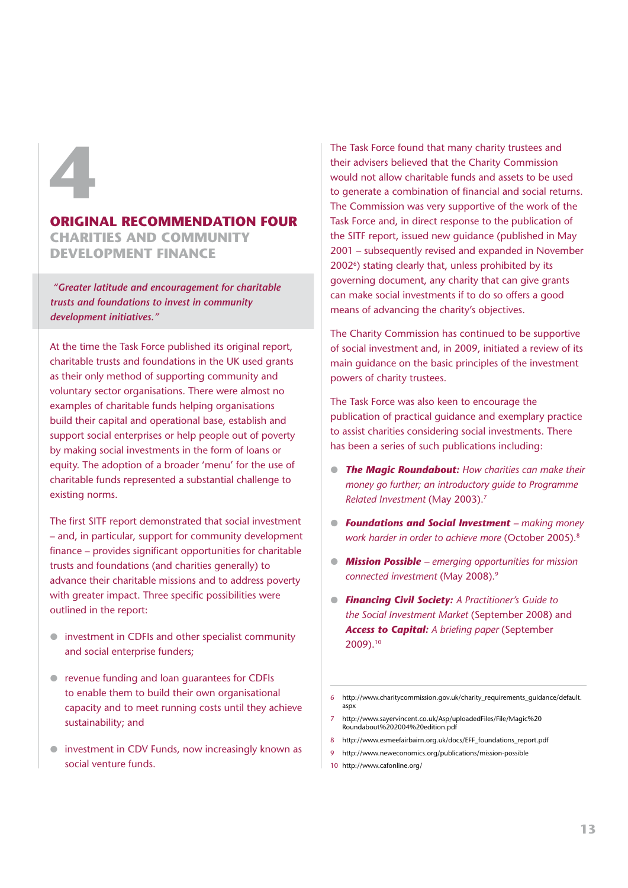# 4

## ORIGINAL RECOMMENDATION FOUR

### CHARITIES AND COMMUNITY DEVELOPMENT FINANCE

> *"Greater latitude and encouragement for charitable trusts and foundations to invest in community development initiatives."*

At the time the Task Force published its original report, charitable trusts and foundations in the UK used grants as their only method of supporting community and voluntary sector organisations. There were almost no examples of charitable funds helping organisations build their capital and operational base, establish and support social enterprises or help people out of poverty by making social investments in the form of loans or equity. The adoption of a broader 'menu' for the use of charitable funds represented a substantial challenge to existing norms.

The first SITF report demonstrated that social investment – and, in particular, support for community development finance – provides significant opportunities for charitable trusts and foundations (and charities generally) to advance their charitable missions and to address poverty with greater impact. Three specific possibilities were outlined in the report:

- investment in CDFIs and other specialist community and social enterprise funders;
- revenue funding and loan guarantees for CDFIs to enable them to build their own organisational capacity and to meet running costs until they achieve sustainability; and
- investment in CDV Funds, now increasingly known as social venture funds.

The Task Force found that many charity trustees and their advisers believed that the Charity Commission would not allow charitable funds and assets to be used to generate a combination of financial and social returns. The Commission was very supportive of the work of the Task Force and, in direct response to the publication of the SITF report, issued new guidance (published in May 2001 – subsequently revised and expanded in November 2002[6]) stating clearly that, unless prohibited by its governing document, any charity that can give grants can make social investments if to do so offers a good means of advancing the charity's objectives.

The Charity Commission has continued to be supportive of social investment and, in 2009, initiated a review of its main guidance on the basic principles of the investment powers of charity trustees.

The Task Force was also keen to encourage the publication of practical guidance and exemplary practice to assist charities considering social investments. There has been a series of such publications including:

- ***The Magic Roundabout:*** *How charities can make their money go further; an introductory guide to Programme Related Investment* (May 2003).[7]
- ***Foundations and Social Investment*** *– making money work harder in order to achieve more* (October 2005).[8]
- ***Mission Possible*** *– emerging opportunities for mission connected investment* (May 2008).[9]
- ***Financing Civil Society:*** *A Practitioner's Guide to the Social Investment Market* (September 2008) and ***Access to Capital:*** *A briefing paper* (September 2009).[10]

---

6 http://www.charitycommission.gov.uk/charity_requirements_guidance/default.aspx

7 http://www.sayervincent.co.uk/Asp/uploadedFiles/File/Magic%20Roundabout%202004%20edition.pdf

8 http://www.esmeefairbairn.org.uk/docs/EFF_foundations_report.pdf

9 http://www.neweconomics.org/publications/mission-possible

10 http://www.cafonline.org/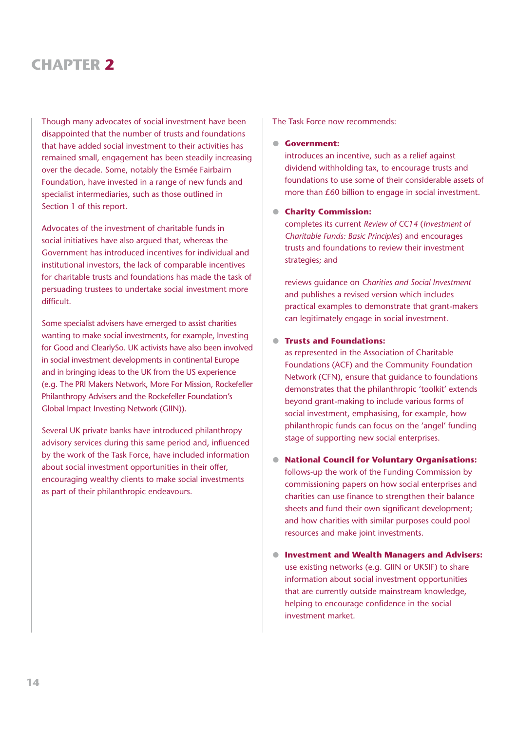# CHAPTER 2

Though many advocates of social investment have been disappointed that the number of trusts and foundations that have added social investment to their activities has remained small, engagement has been steadily increasing over the decade. Some, notably the Esmée Fairbairn Foundation, have invested in a range of new funds and specialist intermediaries, such as those outlined in Section 1 of this report.

Advocates of the investment of charitable funds in social initiatives have also argued that, whereas the Government has introduced incentives for individual and institutional investors, the lack of comparable incentives for charitable trusts and foundations has made the task of persuading trustees to undertake social investment more difficult.

Some specialist advisers have emerged to assist charities wanting to make social investments, for example, Investing for Good and ClearlySo. UK activists have also been involved in social investment developments in continental Europe and in bringing ideas to the UK from the US experience (e.g. The PRI Makers Network, More For Mission, Rockefeller Philanthropy Advisers and the Rockefeller Foundation's Global Impact Investing Network (GIIN)).

Several UK private banks have introduced philanthropy advisory services during this same period and, influenced by the work of the Task Force, have included information about social investment opportunities in their offer, encouraging wealthy clients to make social investments as part of their philanthropic endeavours.

The Task Force now recommends:

- **Government:**
  introduces an incentive, such as a relief against dividend withholding tax, to encourage trusts and foundations to use some of their considerable assets of more than £60 billion to engage in social investment.

- **Charity Commission:**
  completes its current *Review of CC14* (*Investment of Charitable Funds: Basic Principles*) and encourages trusts and foundations to review their investment strategies; and

  reviews guidance on *Charities and Social Investment* and publishes a revised version which includes practical examples to demonstrate that grant-makers can legitimately engage in social investment.

- **Trusts and Foundations:**
  as represented in the Association of Charitable Foundations (ACF) and the Community Foundation Network (CFN), ensure that guidance to foundations demonstrates that the philanthropic 'toolkit' extends beyond grant-making to include various forms of social investment, emphasising, for example, how philanthropic funds can focus on the 'angel' funding stage of supporting new social enterprises.

- **National Council for Voluntary Organisations:**
  follows-up the work of the Funding Commission by commissioning papers on how social enterprises and charities can use finance to strengthen their balance sheets and fund their own significant development; and how charities with similar purposes could pool resources and make joint investments.

- **Investment and Wealth Managers and Advisers:**
  use existing networks (e.g. GIIN or UKSIF) to share information about social investment opportunities that are currently outside mainstream knowledge, helping to encourage confidence in the social investment market.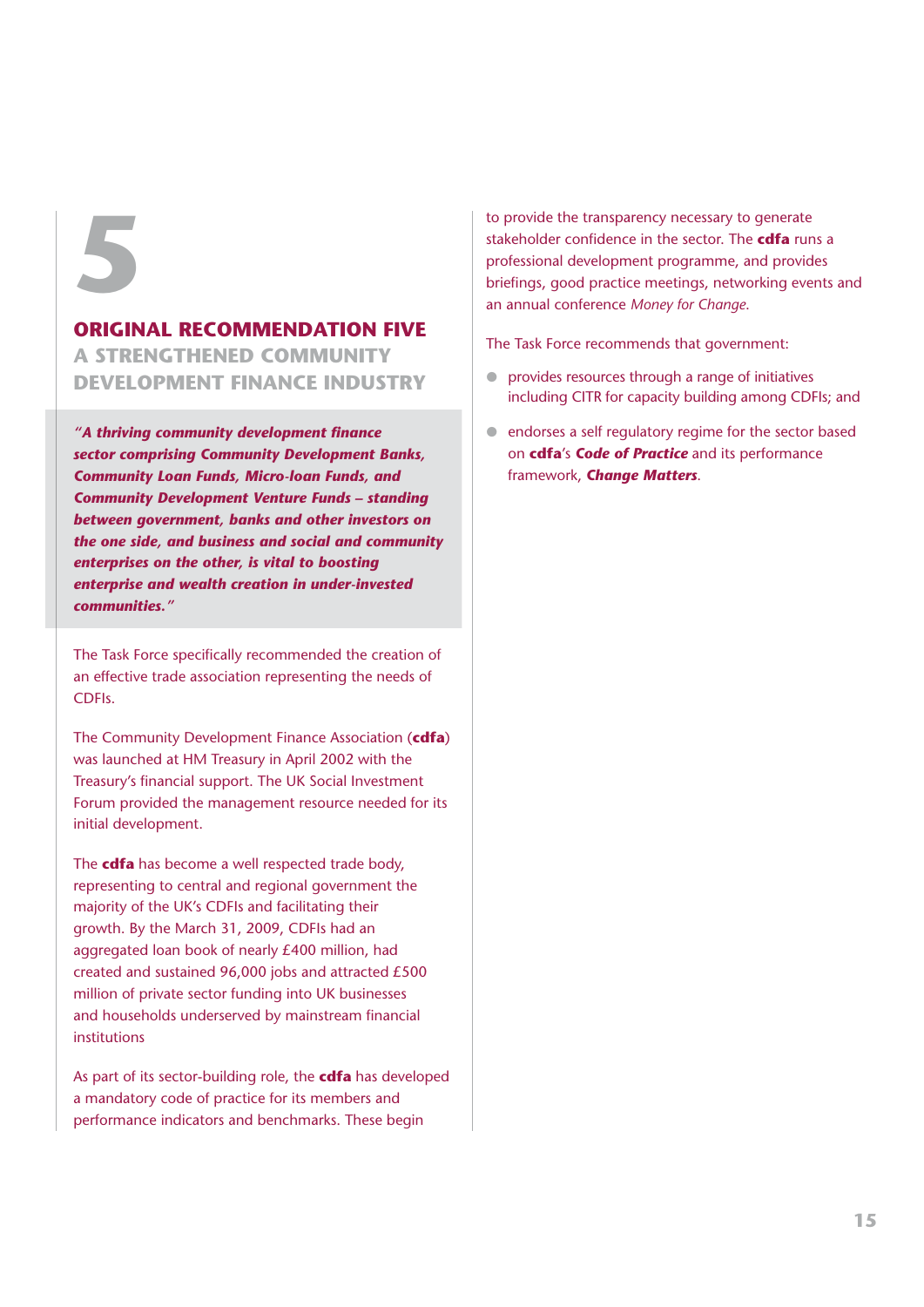# 5

## ORIGINAL RECOMMENDATION FIVE

### A STRENGTHENED COMMUNITY DEVELOPMENT FINANCE INDUSTRY

***"A thriving community development finance sector comprising Community Development Banks, Community Loan Funds, Micro-loan Funds, and Community Development Venture Funds – standing between government, banks and other investors on the one side, and business and social and community enterprises on the other, is vital to boosting enterprise and wealth creation in under-invested communities."***

The Task Force specifically recommended the creation of an effective trade association representing the needs of CDFIs.

The Community Development Finance Association (**cdfa**) was launched at HM Treasury in April 2002 with the Treasury's financial support. The UK Social Investment Forum provided the management resource needed for its initial development.

The **cdfa** has become a well respected trade body, representing to central and regional government the majority of the UK's CDFIs and facilitating their growth. By the March 31, 2009, CDFIs had an aggregated loan book of nearly £400 million, had created and sustained 96,000 jobs and attracted £500 million of private sector funding into UK businesses and households underserved by mainstream financial institutions

As part of its sector-building role, the **cdfa** has developed a mandatory code of practice for its members and performance indicators and benchmarks. These begin to provide the transparency necessary to generate stakeholder confidence in the sector. The **cdfa** runs a professional development programme, and provides briefings, good practice meetings, networking events and an annual conference *Money for Change*.

The Task Force recommends that government:

- provides resources through a range of initiatives including CITR for capacity building among CDFIs; and
- endorses a self regulatory regime for the sector based on **cdfa**'s ***Code of Practice*** and its performance framework, ***Change Matters***.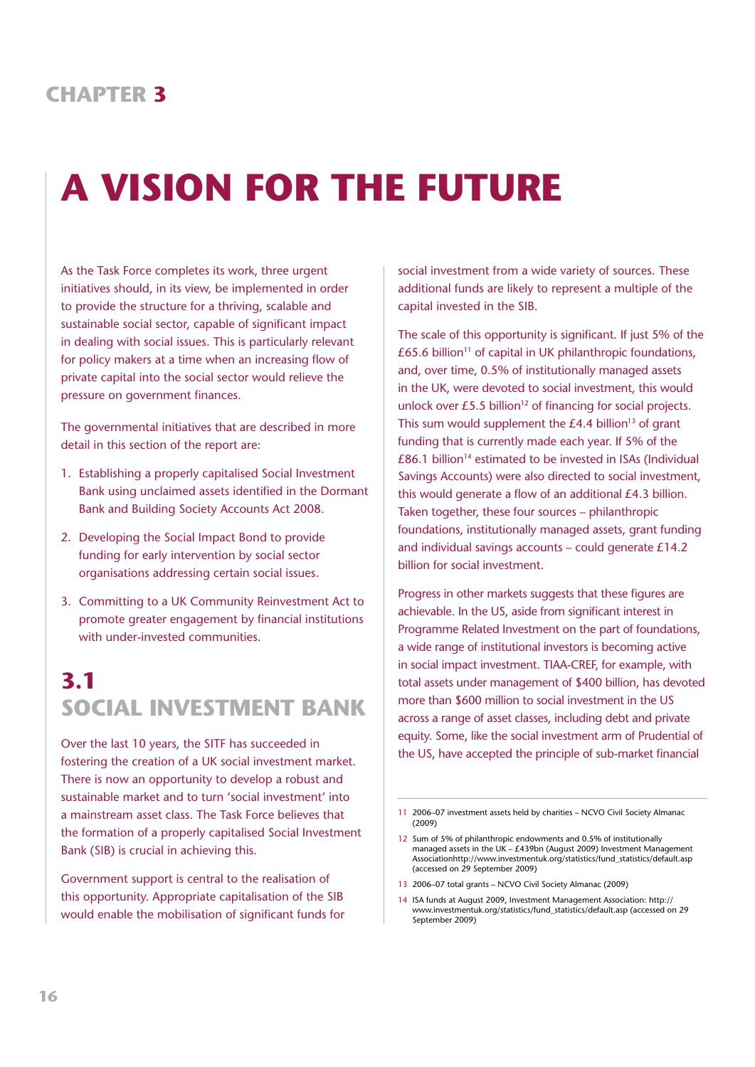## CHAPTER 3

# A VISION FOR THE FUTURE

As the Task Force completes its work, three urgent initiatives should, in its view, be implemented in order to provide the structure for a thriving, scalable and sustainable social sector, capable of significant impact in dealing with social issues. This is particularly relevant for policy makers at a time when an increasing flow of private capital into the social sector would relieve the pressure on government finances.

The governmental initiatives that are described in more detail in this section of the report are:

1. Establishing a properly capitalised Social Investment Bank using unclaimed assets identified in the Dormant Bank and Building Society Accounts Act 2008.
2. Developing the Social Impact Bond to provide funding for early intervention by social sector organisations addressing certain social issues.
3. Committing to a UK Community Reinvestment Act to promote greater engagement by financial institutions with under-invested communities.

## 3.1 SOCIAL INVESTMENT BANK

Over the last 10 years, the SITF has succeeded in fostering the creation of a UK social investment market. There is now an opportunity to develop a robust and sustainable market and to turn 'social investment' into a mainstream asset class. The Task Force believes that the formation of a properly capitalised Social Investment Bank (SIB) is crucial in achieving this.

Government support is central to the realisation of this opportunity. Appropriate capitalisation of the SIB would enable the mobilisation of significant funds for social investment from a wide variety of sources. These additional funds are likely to represent a multiple of the capital invested in the SIB.

The scale of this opportunity is significant. If just 5% of the £65.6 billion[11] of capital in UK philanthropic foundations, and, over time, 0.5% of institutionally managed assets in the UK, were devoted to social investment, this would unlock over £5.5 billion[12] of financing for social projects. This sum would supplement the £4.4 billion[13] of grant funding that is currently made each year. If 5% of the £86.1 billion[14] estimated to be invested in ISAs (Individual Savings Accounts) were also directed to social investment, this would generate a flow of an additional £4.3 billion. Taken together, these four sources – philanthropic foundations, institutionally managed assets, grant funding and individual savings accounts – could generate £14.2 billion for social investment.

Progress in other markets suggests that these figures are achievable. In the US, aside from significant interest in Programme Related Investment on the part of foundations, a wide range of institutional investors is becoming active in social impact investment. TIAA-CREF, for example, with total assets under management of $400 billion, has devoted more than $600 million to social investment in the US across a range of asset classes, including debt and private equity. Some, like the social investment arm of Prudential of the US, have accepted the principle of sub-market financial

---

11 2006–07 investment assets held by charities – NCVO Civil Society Almanac (2009)

12 Sum of 5% of philanthropic endowments and 0.5% of institutionally managed assets in the UK – £439bn (August 2009) Investment Management Associationhttp://www.investmentuk.org/statistics/fund_statistics/default.asp (accessed on 29 September 2009)

13 2006–07 total grants – NCVO Civil Society Almanac (2009)

14 ISA funds at August 2009, Investment Management Association: http://www.investmentuk.org/statistics/fund_statistics/default.asp (accessed on 29 September 2009)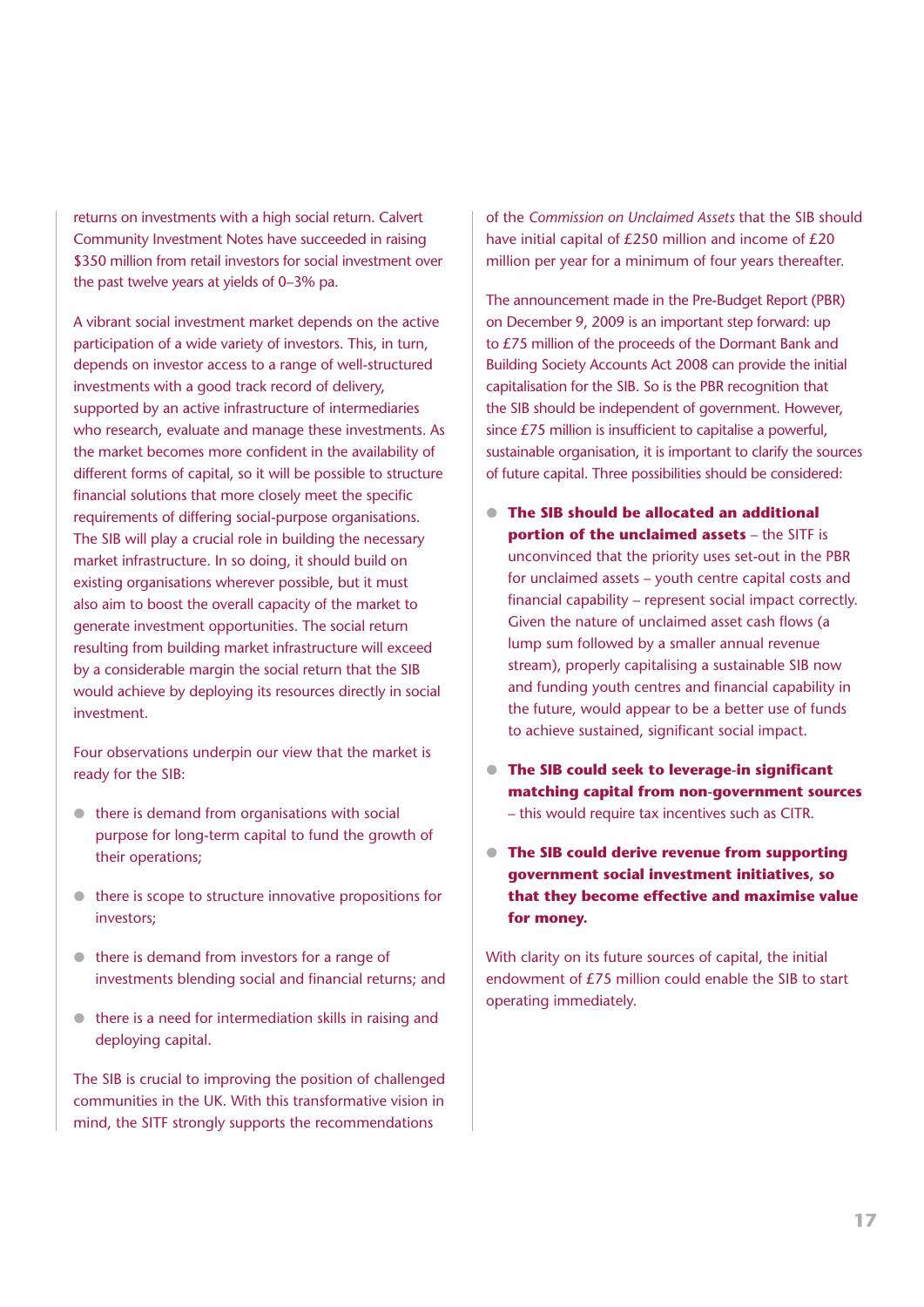returns on investments with a high social return. Calvert Community Investment Notes have succeeded in raising $350 million from retail investors for social investment over the past twelve years at yields of 0–3% pa.

A vibrant social investment market depends on the active participation of a wide variety of investors. This, in turn, depends on investor access to a range of well-structured investments with a good track record of delivery, supported by an active infrastructure of intermediaries who research, evaluate and manage these investments. As the market becomes more confident in the availability of different forms of capital, so it will be possible to structure financial solutions that more closely meet the specific requirements of differing social-purpose organisations. The SIB will play a crucial role in building the necessary market infrastructure. In so doing, it should build on existing organisations wherever possible, but it must also aim to boost the overall capacity of the market to generate investment opportunities. The social return resulting from building market infrastructure will exceed by a considerable margin the social return that the SIB would achieve by deploying its resources directly in social investment.

Four observations underpin our view that the market is ready for the SIB:

- there is demand from organisations with social purpose for long-term capital to fund the growth of their operations;
- there is scope to structure innovative propositions for investors;
- there is demand from investors for a range of investments blending social and financial returns; and
- there is a need for intermediation skills in raising and deploying capital.

The SIB is crucial to improving the position of challenged communities in the UK. With this transformative vision in mind, the SITF strongly supports the recommendations of the *Commission on Unclaimed Assets* that the SIB should have initial capital of £250 million and income of £20 million per year for a minimum of four years thereafter.

The announcement made in the Pre-Budget Report (PBR) on December 9, 2009 is an important step forward: up to £75 million of the proceeds of the Dormant Bank and Building Society Accounts Act 2008 can provide the initial capitalisation for the SIB. So is the PBR recognition that the SIB should be independent of government. However, since £75 million is insufficient to capitalise a powerful, sustainable organisation, it is important to clarify the sources of future capital. Three possibilities should be considered:

- **The SIB should be allocated an additional portion of the unclaimed assets** – the SITF is unconvinced that the priority uses set-out in the PBR for unclaimed assets – youth centre capital costs and financial capability – represent social impact correctly. Given the nature of unclaimed asset cash flows (a lump sum followed by a smaller annual revenue stream), properly capitalising a sustainable SIB now and funding youth centres and financial capability in the future, would appear to be a better use of funds to achieve sustained, significant social impact.
- **The SIB could seek to leverage-in significant matching capital from non-government sources** – this would require tax incentives such as CITR.
- **The SIB could derive revenue from supporting government social investment initiatives, so that they become effective and maximise value for money.**

With clarity on its future sources of capital, the initial endowment of £75 million could enable the SIB to start operating immediately.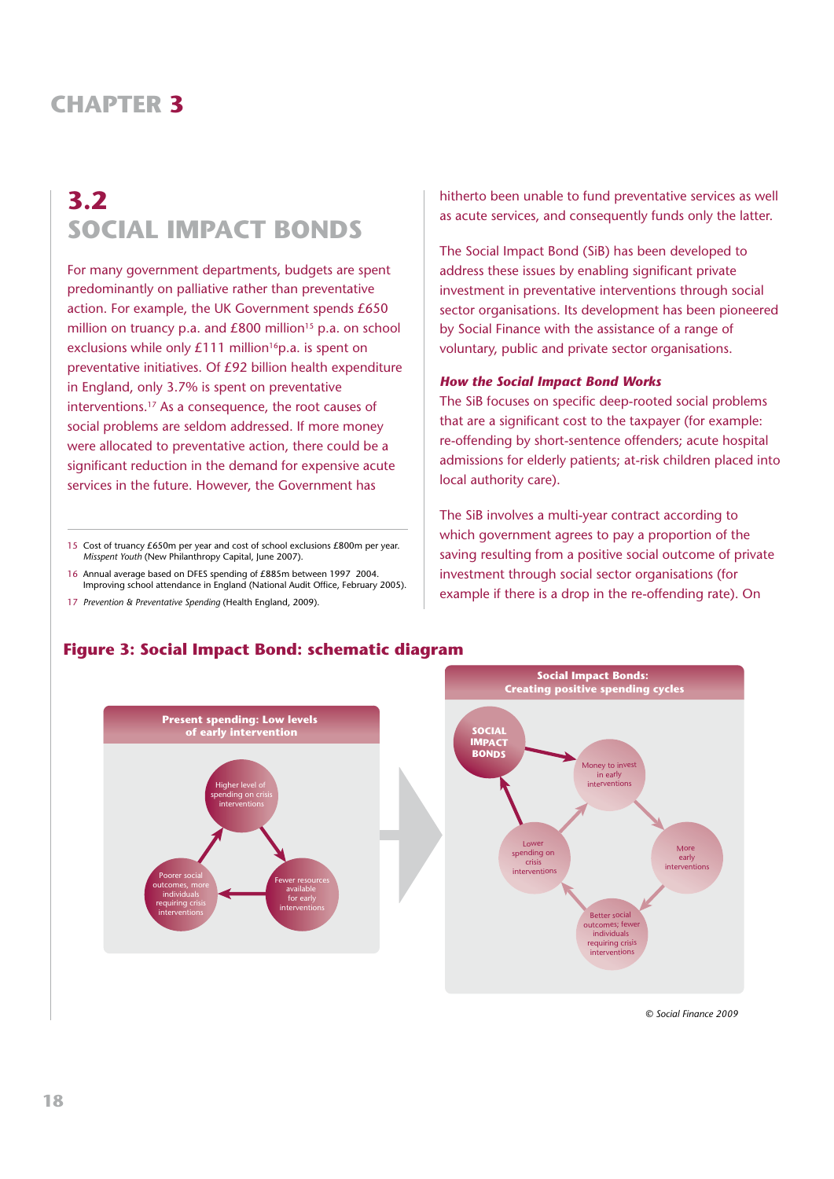# CHAPTER 3

## 3.2 SOCIAL IMPACT BONDS

For many government departments, budgets are spent predominantly on palliative rather than preventative action. For example, the UK Government spends £650 million on truancy p.a. and £800 million[15] p.a. on school exclusions while only £111 million[16] p.a. is spent on preventative initiatives. Of £92 billion health expenditure in England, only 3.7% is spent on preventative interventions.[17] As a consequence, the root causes of social problems are seldom addressed. If more money were allocated to preventative action, there could be a significant reduction in the demand for expensive acute services in the future. However, the Government has hitherto been unable to fund preventative services as well as acute services, and consequently funds only the latter.

The Social Impact Bond (SiB) has been developed to address these issues by enabling significant private investment in preventative interventions through social sector organisations. Its development has been pioneered by Social Finance with the assistance of a range of voluntary, public and private sector organisations.

### *How the Social Impact Bond Works*

The SiB focuses on specific deep-rooted social problems that are a significant cost to the taxpayer (for example: re-offending by short-sentence offenders; acute hospital admissions for elderly patients; at-risk children placed into local authority care).

The SiB involves a multi-year contract according to which government agrees to pay a proportion of the saving resulting from a positive social outcome of private investment through social sector organisations (for example if there is a drop in the re-offending rate). On

15 Cost of truancy £650m per year and cost of school exclusions £800m per year. *Misspent Youth* (New Philanthropy Capital, June 2007).

16 Annual average based on DFES spending of £885m between 1997 2004. Improving school attendance in England (National Audit Office, February 2005).

17 *Prevention & Preventative Spending* (Health England, 2009).

**Figure 3: Social Impact Bond: schematic diagram**

**Present spending: Low levels of early intervention**

- Higher level of spending on crisis interventions → Fewer resources available for early interventions → Poorer social outcomes, more individuals requiring crisis interventions → Higher level of spending on crisis interventions

**Social Impact Bonds: Creating positive spending cycles**

- SOCIAL IMPACT BONDS → Money to invest in early interventions → More early interventions → Better social outcomes; fewer individuals requiring crisis interventions → Lower spending on crisis interventions → Money to invest in early interventions
- Lower spending on crisis interventions → SOCIAL IMPACT BONDS

*© Social Finance 2009*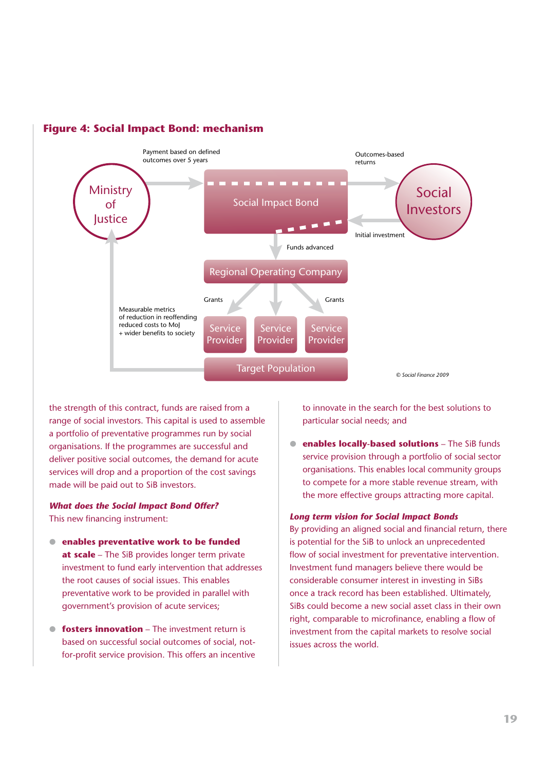## Figure 4: Social Impact Bond: mechanism

Payment based on defined outcomes over 5 years

Ministry of Justice

Social Impact Bond

Outcomes-based returns

Social Investors

Initial investment

Funds advanced

Regional Operating Company

Grants

Grants

Measurable metrics of reduction in reoffending reduced costs to MoJ + wider benefits to society

Service Provider

Service Provider

Service Provider

Target Population

© Social Finance 2009

the strength of this contract, funds are raised from a range of social investors. This capital is used to assemble a portfolio of preventative programmes run by social organisations. If the programmes are successful and deliver positive social outcomes, the demand for acute services will drop and a proportion of the cost savings made will be paid out to SiB investors.

### *What does the Social Impact Bond Offer?*

This new financing instrument:

- **enables preventative work to be funded at scale** – The SiB provides longer term private investment to fund early intervention that addresses the root causes of social issues. This enables preventative work to be provided in parallel with government's provision of acute services;
- **fosters innovation** – The investment return is based on successful social outcomes of social, not-for-profit service provision. This offers an incentive to innovate in the search for the best solutions to particular social needs; and
- **enables locally-based solutions** – The SiB funds service provision through a portfolio of social sector organisations. This enables local community groups to compete for a more stable revenue stream, with the more effective groups attracting more capital.

### *Long term vision for Social Impact Bonds*

By providing an aligned social and financial return, there is potential for the SiB to unlock an unprecedented flow of social investment for preventative intervention. Investment fund managers believe there would be considerable consumer interest in investing in SiBs once a track record has been established. Ultimately, SiBs could become a new social asset class in their own right, comparable to microfinance, enabling a flow of investment from the capital markets to resolve social issues across the world.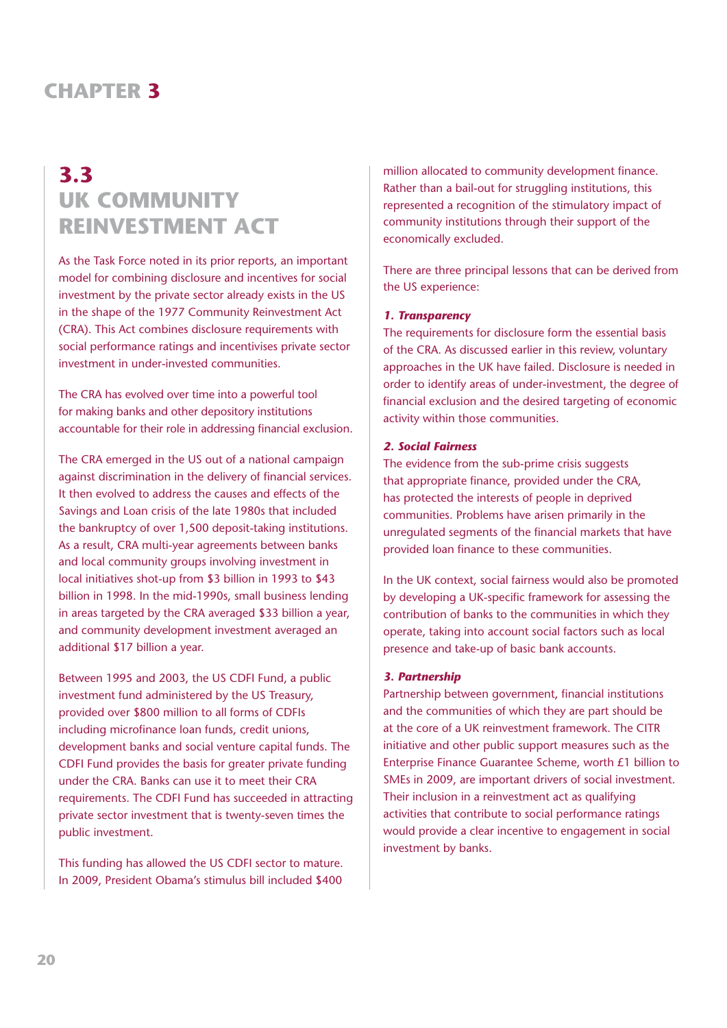# CHAPTER 3

## 3.3 UK COMMUNITY REINVESTMENT ACT

As the Task Force noted in its prior reports, an important model for combining disclosure and incentives for social investment by the private sector already exists in the US in the shape of the 1977 Community Reinvestment Act (CRA). This Act combines disclosure requirements with social performance ratings and incentivises private sector investment in under-invested communities.

The CRA has evolved over time into a powerful tool for making banks and other depository institutions accountable for their role in addressing financial exclusion.

The CRA emerged in the US out of a national campaign against discrimination in the delivery of financial services. It then evolved to address the causes and effects of the Savings and Loan crisis of the late 1980s that included the bankruptcy of over 1,500 deposit-taking institutions. As a result, CRA multi-year agreements between banks and local community groups involving investment in local initiatives shot-up from $3 billion in 1993 to $43 billion in 1998. In the mid-1990s, small business lending in areas targeted by the CRA averaged $33 billion a year, and community development investment averaged an additional $17 billion a year.

Between 1995 and 2003, the US CDFI Fund, a public investment fund administered by the US Treasury, provided over $800 million to all forms of CDFIs including microfinance loan funds, credit unions, development banks and social venture capital funds. The CDFI Fund provides the basis for greater private funding under the CRA. Banks can use it to meet their CRA requirements. The CDFI Fund has succeeded in attracting private sector investment that is twenty-seven times the public investment.

This funding has allowed the US CDFI sector to mature. In 2009, President Obama's stimulus bill included $400 million allocated to community development finance. Rather than a bail-out for struggling institutions, this represented a recognition of the stimulatory impact of community institutions through their support of the economically excluded.

There are three principal lessons that can be derived from the US experience:

***1. Transparency***

The requirements for disclosure form the essential basis of the CRA. As discussed earlier in this review, voluntary approaches in the UK have failed. Disclosure is needed in order to identify areas of under-investment, the degree of financial exclusion and the desired targeting of economic activity within those communities.

***2. Social Fairness***

The evidence from the sub-prime crisis suggests that appropriate finance, provided under the CRA, has protected the interests of people in deprived communities. Problems have arisen primarily in the unregulated segments of the financial markets that have provided loan finance to these communities.

In the UK context, social fairness would also be promoted by developing a UK-specific framework for assessing the contribution of banks to the communities in which they operate, taking into account social factors such as local presence and take-up of basic bank accounts.

***3. Partnership***

Partnership between government, financial institutions and the communities of which they are part should be at the core of a UK reinvestment framework. The CITR initiative and other public support measures such as the Enterprise Finance Guarantee Scheme, worth £1 billion to SMEs in 2009, are important drivers of social investment. Their inclusion in a reinvestment act as qualifying activities that contribute to social performance ratings would provide a clear incentive to engagement in social investment by banks.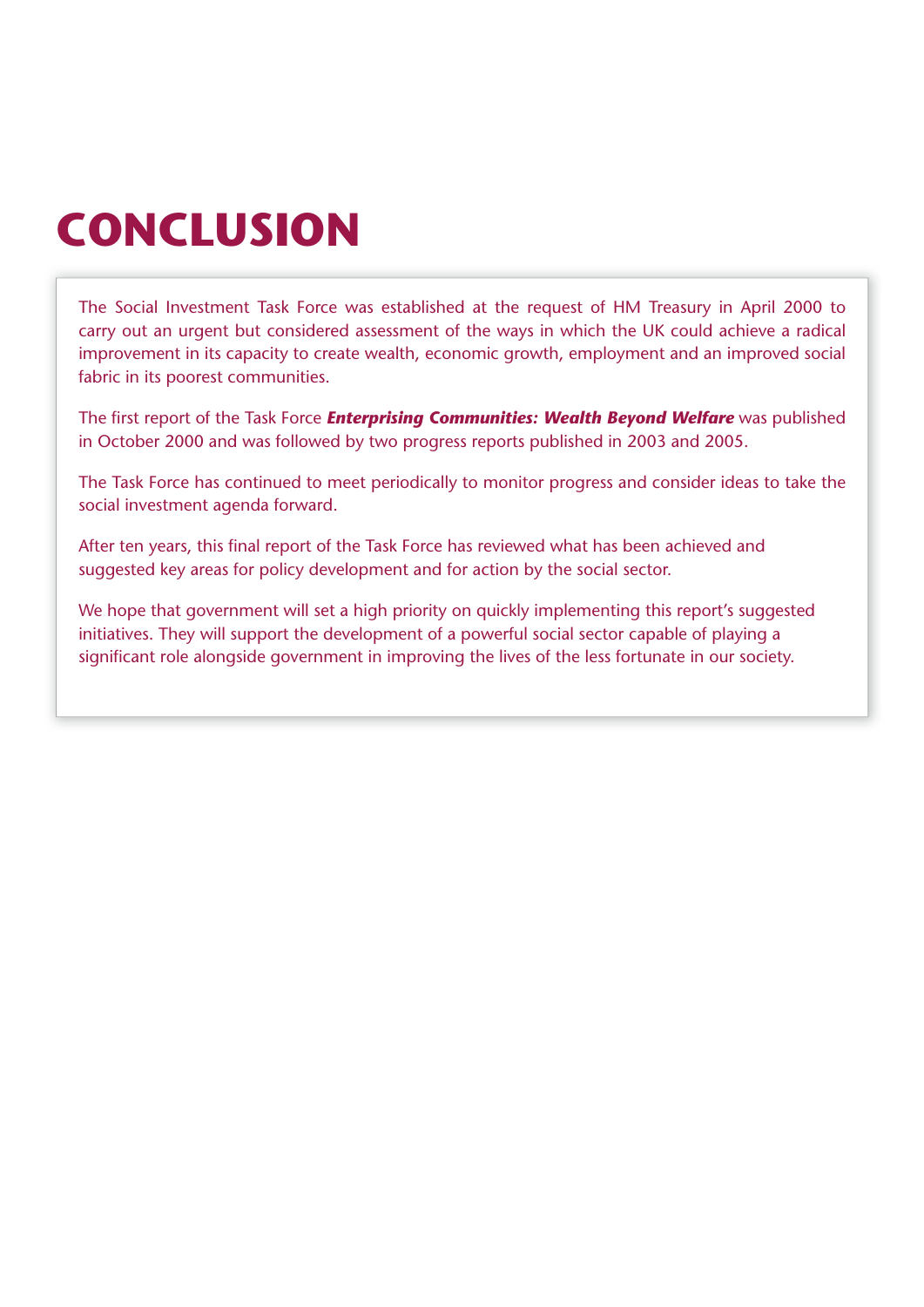# CONCLUSION

The Social Investment Task Force was established at the request of HM Treasury in April 2000 to carry out an urgent but considered assessment of the ways in which the UK could achieve a radical improvement in its capacity to create wealth, economic growth, employment and an improved social fabric in its poorest communities.

The first report of the Task Force ***Enterprising Communities: Wealth Beyond Welfare*** was published in October 2000 and was followed by two progress reports published in 2003 and 2005.

The Task Force has continued to meet periodically to monitor progress and consider ideas to take the social investment agenda forward.

After ten years, this final report of the Task Force has reviewed what has been achieved and suggested key areas for policy development and for action by the social sector.

We hope that government will set a high priority on quickly implementing this report's suggested initiatives. They will support the development of a powerful social sector capable of playing a significant role alongside government in improving the lives of the less fortunate in our society.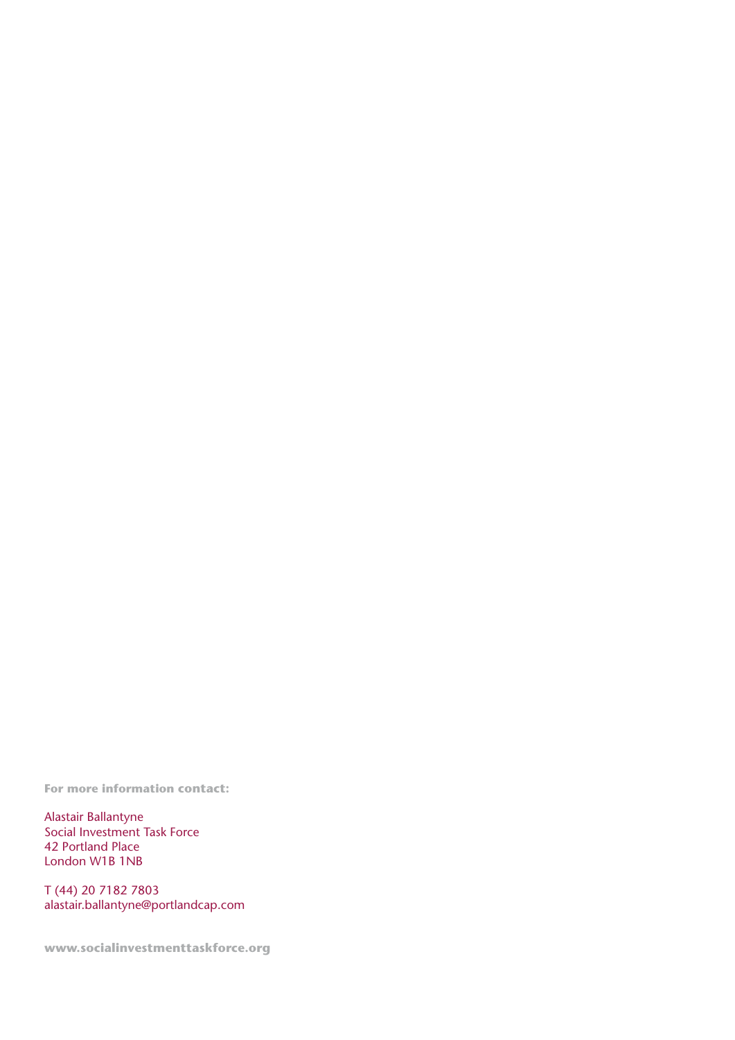**For more information contact:**

Alastair Ballantyne
Social Investment Task Force
42 Portland Place
London W1B 1NB

T (44) 20 7182 7803
alastair.ballantyne@portlandcap.com

**www.socialinvestmenttaskforce.org**